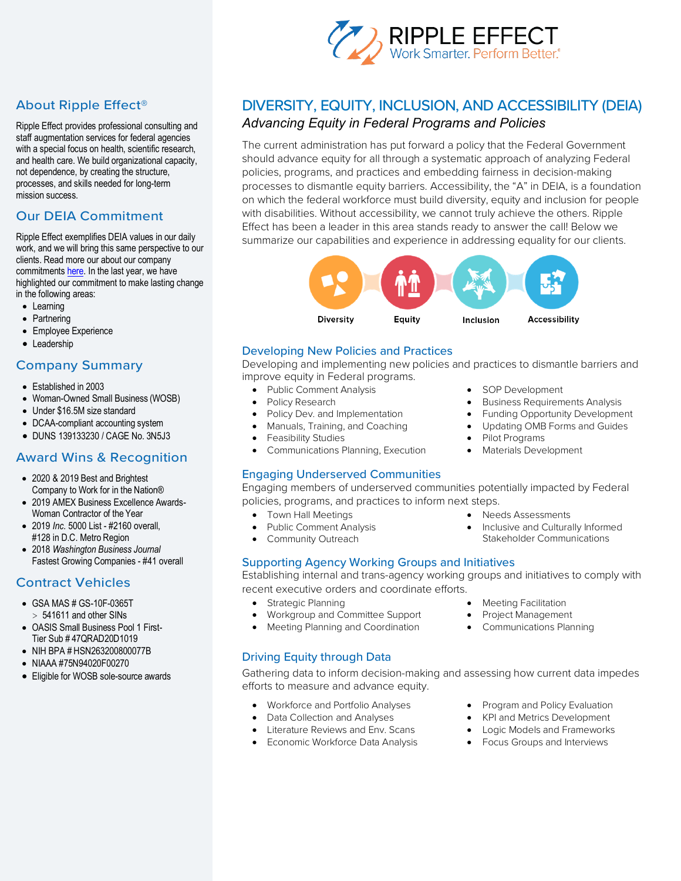RIPPLE EFFECT
Work Smarter. Perform Better.®

## About Ripple Effect®

Ripple Effect provides professional consulting and staff augmentation services for federal agencies with a special focus on health, scientific research, and health care. We build organizational capacity, not dependence, by creating the structure, processes, and skills needed for long-term mission success.

## Our DEIA Commitment

Ripple Effect exemplifies DEIA values in our daily work, and we will bring this same perspective to our clients. Read more our about our company commitments here. In the last year, we have highlighted our commitment to make lasting change in the following areas:

- Learning
- Partnering
- Employee Experience
- Leadership

## Company Summary

- Established in 2003
- Woman-Owned Small Business (WOSB)
- Under $16.5M size standard
- DCAA-compliant accounting system
- DUNS 139133230 / CAGE No. 3N5J3

## Award Wins & Recognition

- 2020 & 2019 Best and Brightest Company to Work for in the Nation®
- 2019 AMEX Business Excellence Awards-Woman Contractor of the Year
- 2019 *Inc.* 5000 List - #2160 overall, #128 in D.C. Metro Region
- 2018 *Washington Business Journal* Fastest Growing Companies - #41 overall

## Contract Vehicles

- GSA MAS # GS-10F-0365T
  - 541611 and other SINs
- OASIS Small Business Pool 1 First-Tier Sub # 47QRAD20D1019
- NIH BPA # HSN263200800077B
- NIAAA #75N94020F00270
- Eligible for WOSB sole-source awards

# DIVERSITY, EQUITY, INCLUSION, AND ACCESSIBILITY (DEIA)

*Advancing Equity in Federal Programs and Policies*

The current administration has put forward a policy that the Federal Government should advance equity for all through a systematic approach of analyzing Federal policies, programs, and practices and embedding fairness in decision-making processes to dismantle equity barriers. Accessibility, the "A" in DEIA, is a foundation on which the federal workforce must build diversity, equity and inclusion for people with disabilities. Without accessibility, we cannot truly achieve the others. Ripple Effect has been a leader in this area stands ready to answer the call! Below we summarize our capabilities and experience in addressing equality for our clients.

Diversity | Equity | Inclusion | Accessibility

## Developing New Policies and Practices

Developing and implementing new policies and practices to dismantle barriers and improve equity in Federal programs.

- Public Comment Analysis
- Policy Research
- Policy Dev. and Implementation
- Manuals, Training, and Coaching
- Feasibility Studies
- Communications Planning, Execution
- SOP Development
- Business Requirements Analysis
- Funding Opportunity Development
- Updating OMB Forms and Guides
- Pilot Programs
- Materials Development

## Engaging Underserved Communities

Engaging members of underserved communities potentially impacted by Federal policies, programs, and practices to inform next steps.

- Town Hall Meetings
- Public Comment Analysis
- Community Outreach
- Needs Assessments
- Inclusive and Culturally Informed Stakeholder Communications

## Supporting Agency Working Groups and Initiatives

Establishing internal and trans-agency working groups and initiatives to comply with recent executive orders and coordinate efforts.

- Strategic Planning
- Workgroup and Committee Support
- Meeting Planning and Coordination
- Meeting Facilitation
- Project Management
- Communications Planning

## Driving Equity through Data

Gathering data to inform decision-making and assessing how current data impedes efforts to measure and advance equity.

- Workforce and Portfolio Analyses
- Data Collection and Analyses
- Literature Reviews and Env. Scans
- Economic Workforce Data Analysis
- Program and Policy Evaluation
- KPI and Metrics Development
- Logic Models and Frameworks
- Focus Groups and Interviews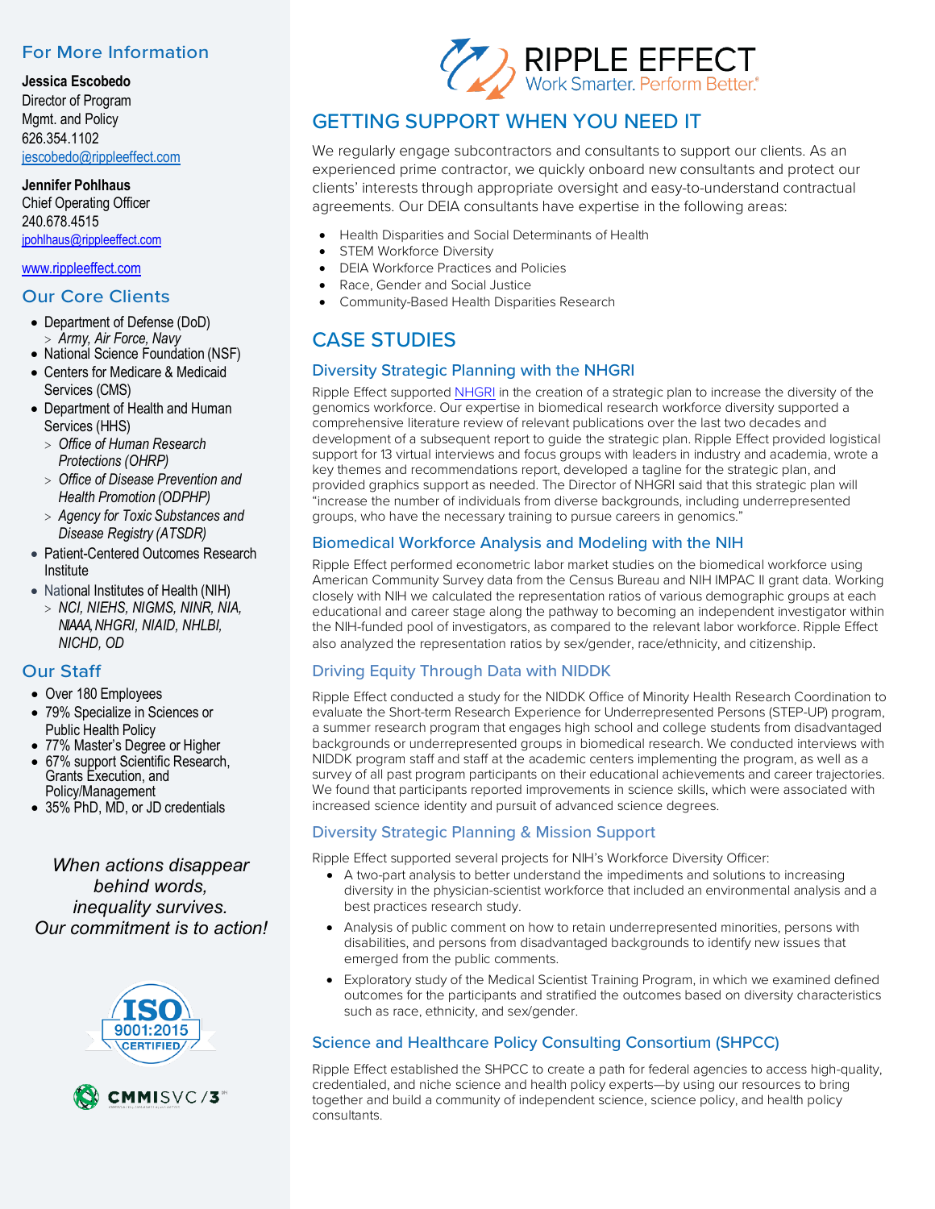# RIPPLE EFFECT

Work Smarter. Perform Better.

## For More Information

**Jessica Escobedo**
Director of Program Mgmt. and Policy
626.354.1102
jescobedo@rippleeffect.com

**Jennifer Pohlhaus**
Chief Operating Officer
240.678.4515
jpohlhaus@rippleeffect.com

www.rippleeffect.com

## Our Core Clients

- Department of Defense (DoD)
  - *Army, Air Force, Navy*
- National Science Foundation (NSF)
- Centers for Medicare & Medicaid Services (CMS)
- Department of Health and Human Services (HHS)
  - *Office of Human Research Protections (OHRP)*
  - *Office of Disease Prevention and Health Promotion (ODPHP)*
  - *Agency for Toxic Substances and Disease Registry (ATSDR)*
- Patient-Centered Outcomes Research Institute
- National Institutes of Health (NIH)
  - *NCI, NIEHS, NIGMS, NINR, NIA, NIAAA, NHGRI, NIAID, NHLBI, NICHD, OD*

## Our Staff

- Over 180 Employees
- 79% Specialize in Sciences or Public Health Policy
- 77% Master's Degree or Higher
- 67% support Scientific Research, Grants Execution, and Policy/Management
- 35% PhD, MD, or JD credentials

*When actions disappear behind words, inequality survives. Our commitment is to action!*

ISO 9001:2015 CERTIFIED

CMMISVC/3

## GETTING SUPPORT WHEN YOU NEED IT

We regularly engage subcontractors and consultants to support our clients. As an experienced prime contractor, we quickly onboard new consultants and protect our clients' interests through appropriate oversight and easy-to-understand contractual agreements. Our DEIA consultants have expertise in the following areas:

- Health Disparities and Social Determinants of Health
- STEM Workforce Diversity
- DEIA Workforce Practices and Policies
- Race, Gender and Social Justice
- Community-Based Health Disparities Research

## CASE STUDIES

### Diversity Strategic Planning with the NHGRI

Ripple Effect supported NHGRI in the creation of a strategic plan to increase the diversity of the genomics workforce. Our expertise in biomedical research workforce diversity supported a comprehensive literature review of relevant publications over the last two decades and development of a subsequent report to guide the strategic plan. Ripple Effect provided logistical support for 13 virtual interviews and focus groups with leaders in industry and academia, wrote a key themes and recommendations report, developed a tagline for the strategic plan, and provided graphics support as needed. The Director of NHGRI said that this strategic plan will "increase the number of individuals from diverse backgrounds, including underrepresented groups, who have the necessary training to pursue careers in genomics."

### Biomedical Workforce Analysis and Modeling with the NIH

Ripple Effect performed econometric labor market studies on the biomedical workforce using American Community Survey data from the Census Bureau and NIH IMPAC II grant data. Working closely with NIH we calculated the representation ratios of various demographic groups at each educational and career stage along the pathway to becoming an independent investigator within the NIH-funded pool of investigators, as compared to the relevant labor workforce. Ripple Effect also analyzed the representation ratios by sex/gender, race/ethnicity, and citizenship.

### Driving Equity Through Data with NIDDK

Ripple Effect conducted a study for the NIDDK Office of Minority Health Research Coordination to evaluate the Short-term Research Experience for Underrepresented Persons (STEP-UP) program, a summer research program that engages high school and college students from disadvantaged backgrounds or underrepresented groups in biomedical research. We conducted interviews with NIDDK program staff and staff at the academic centers implementing the program, as well as a survey of all past program participants on their educational achievements and career trajectories. We found that participants reported improvements in science skills, which were associated with increased science identity and pursuit of advanced science degrees.

### Diversity Strategic Planning & Mission Support

Ripple Effect supported several projects for NIH's Workforce Diversity Officer:

- A two-part analysis to better understand the impediments and solutions to increasing diversity in the physician-scientist workforce that included an environmental analysis and a best practices research study.
- Analysis of public comment on how to retain underrepresented minorities, persons with disabilities, and persons from disadvantaged backgrounds to identify new issues that emerged from the public comments.
- Exploratory study of the Medical Scientist Training Program, in which we examined defined outcomes for the participants and stratified the outcomes based on diversity characteristics such as race, ethnicity, and sex/gender.

### Science and Healthcare Policy Consulting Consortium (SHPCC)

Ripple Effect established the SHPCC to create a path for federal agencies to access high-quality, credentialed, and niche science and health policy experts—by using our resources to bring together and build a community of independent science, science policy, and health policy consultants.